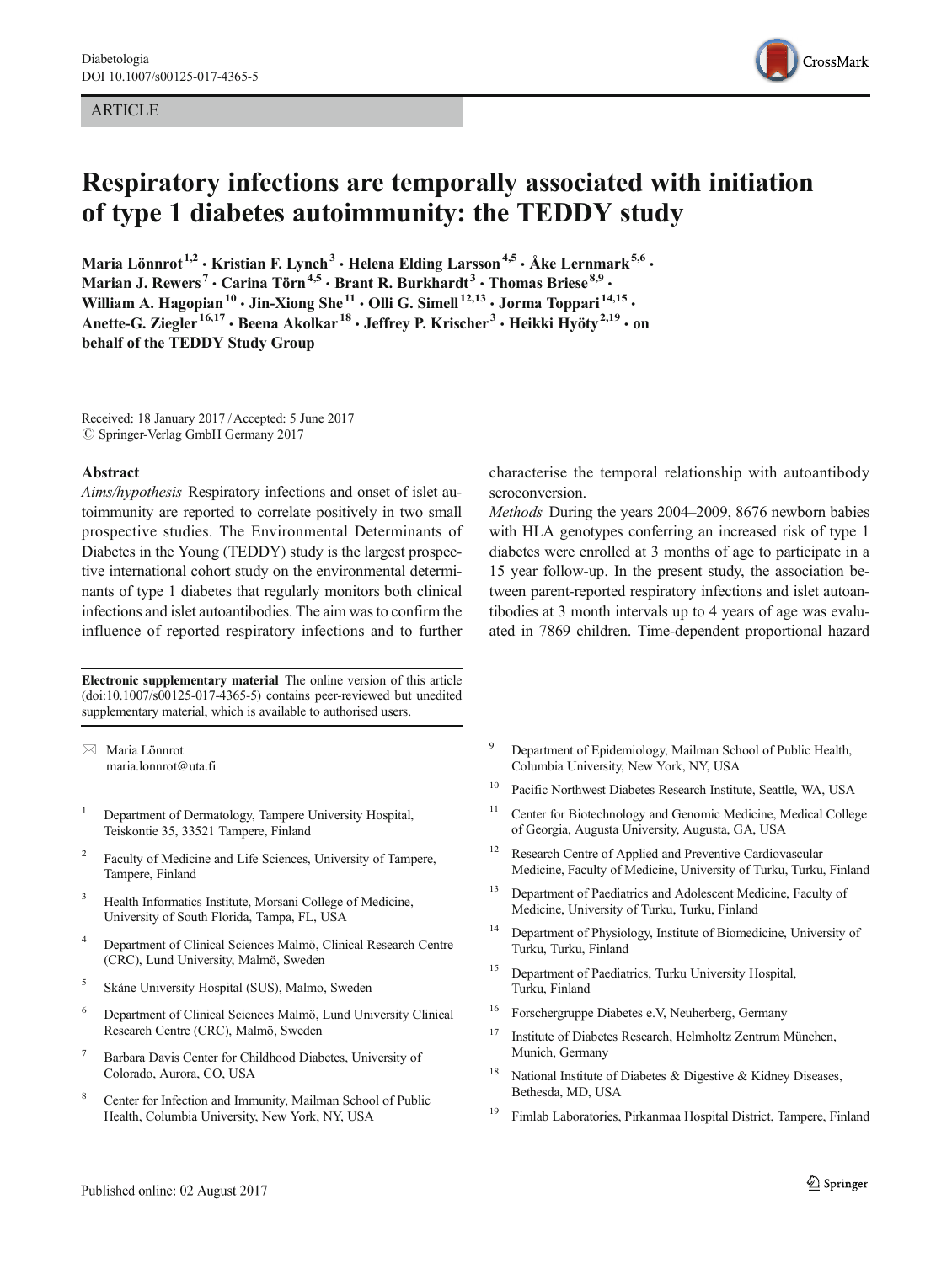ARTICLE

# Respiratory infections are temporally associated with initiation of type 1 diabetes autoimmunity: the TEDDY study

**Maria Lönnrot[1,2] · Kristian F. Lynch[3] · Helena Elding Larsson[4,5] · Åke Lernmark[5,6] · Marian J. Rewers[7] · Carina Törn[4,5] · Brant R. Burkhardt[3] · Thomas Briese[8,9] · William A. Hagopian[10] · Jin-Xiong She[11] · Olli G. Simell[12,13] · Jorma Toppari[14,15] · Anette-G. Ziegler[16,17] · Beena Akolkar[18] · Jeffrey P. Krischer[3] · Heikki Hyöty[2,19] · on behalf of the TEDDY Study Group**

Received: 18 January 2017 / Accepted: 5 June 2017
© Springer-Verlag GmbH Germany 2017

## Abstract

*Aims/hypothesis* Respiratory infections and onset of islet autoimmunity are reported to correlate positively in two small prospective studies. The Environmental Determinants of Diabetes in the Young (TEDDY) study is the largest prospective international cohort study on the environmental determinants of type 1 diabetes that regularly monitors both clinical infections and islet autoantibodies. The aim was to confirm the influence of reported respiratory infections and to further characterise the temporal relationship with autoantibody seroconversion.

*Methods* During the years 2004–2009, 8676 newborn babies with HLA genotypes conferring an increased risk of type 1 diabetes were enrolled at 3 months of age to participate in a 15 year follow-up. In the present study, the association between parent-reported respiratory infections and islet autoantibodies at 3 month intervals up to 4 years of age was evaluated in 7869 children. Time-dependent proportional hazard

**Electronic supplementary material** The online version of this article (doi:10.1007/s00125-017-4365-5) contains peer-reviewed but unedited supplementary material, which is available to authorised users.

✉ Maria Lönnrot
maria.lonnrot@uta.fi

1. Department of Dermatology, Tampere University Hospital, Teiskontie 35, 33521 Tampere, Finland
2. Faculty of Medicine and Life Sciences, University of Tampere, Tampere, Finland
3. Health Informatics Institute, Morsani College of Medicine, University of South Florida, Tampa, FL, USA
4. Department of Clinical Sciences Malmö, Clinical Research Centre (CRC), Lund University, Malmö, Sweden
5. Skåne University Hospital (SUS), Malmo, Sweden
6. Department of Clinical Sciences Malmö, Lund University Clinical Research Centre (CRC), Malmö, Sweden
7. Barbara Davis Center for Childhood Diabetes, University of Colorado, Aurora, CO, USA
8. Center for Infection and Immunity, Mailman School of Public Health, Columbia University, New York, NY, USA
9. Department of Epidemiology, Mailman School of Public Health, Columbia University, New York, NY, USA
10. Pacific Northwest Diabetes Research Institute, Seattle, WA, USA
11. Center for Biotechnology and Genomic Medicine, Medical College of Georgia, Augusta University, Augusta, GA, USA
12. Research Centre of Applied and Preventive Cardiovascular Medicine, Faculty of Medicine, University of Turku, Turku, Finland
13. Department of Paediatrics and Adolescent Medicine, Faculty of Medicine, University of Turku, Turku, Finland
14. Department of Physiology, Institute of Biomedicine, University of Turku, Turku, Finland
15. Department of Paediatrics, Turku University Hospital, Turku, Finland
16. Forschergruppe Diabetes e.V, Neuherberg, Germany
17. Institute of Diabetes Research, Helmholtz Zentrum München, Munich, Germany
18. National Institute of Diabetes & Digestive & Kidney Diseases, Bethesda, MD, USA
19. Fimlab Laboratories, Pirkanmaa Hospital District, Tampere, Finland

Published online: 02 August 2017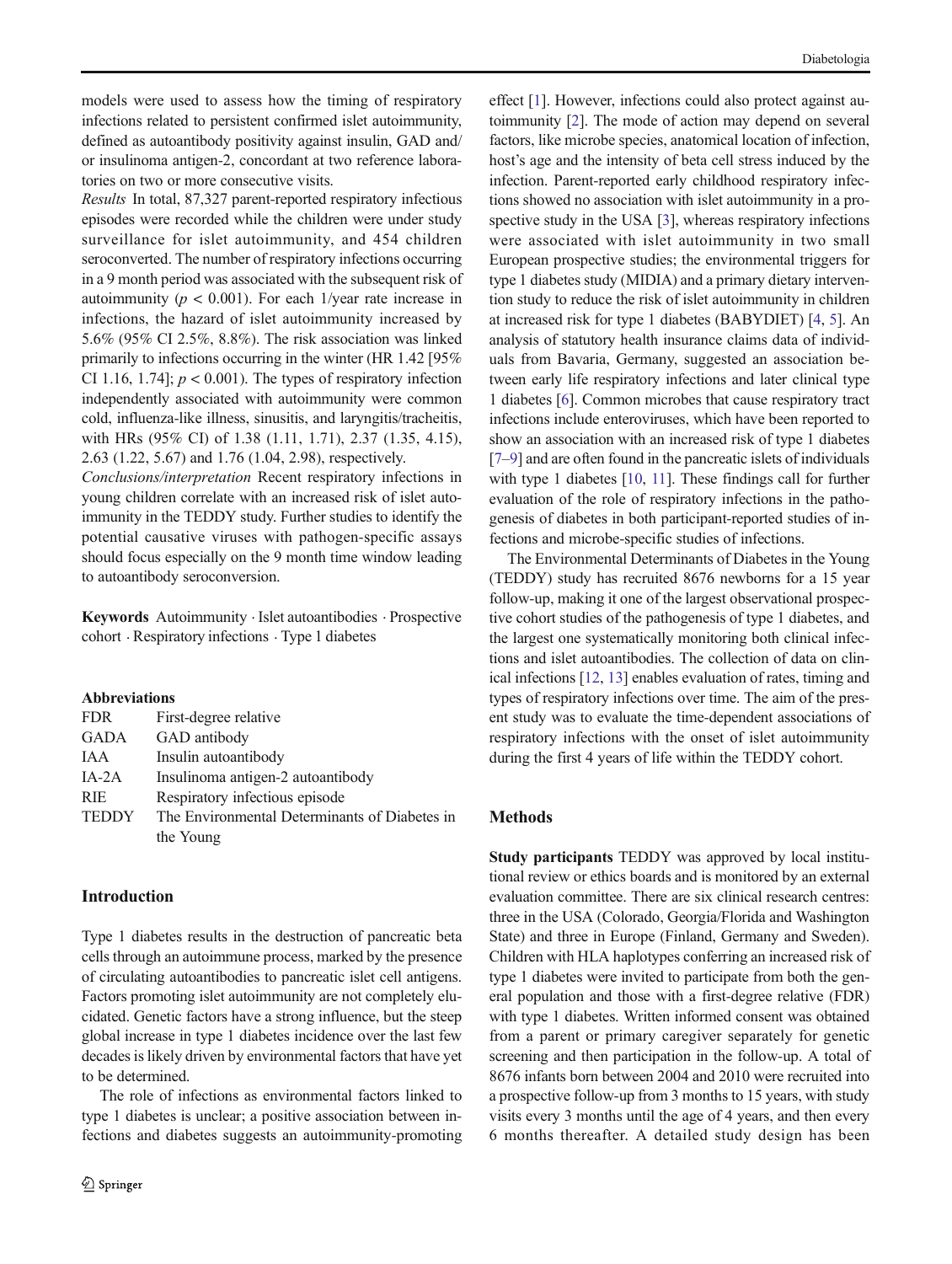models were used to assess how the timing of respiratory infections related to persistent confirmed islet autoimmunity, defined as autoantibody positivity against insulin, GAD and/or insulinoma antigen-2, concordant at two reference laboratories on two or more consecutive visits.

*Results* In total, 87,327 parent-reported respiratory infectious episodes were recorded while the children were under study surveillance for islet autoimmunity, and 454 children seroconverted. The number of respiratory infections occurring in a 9 month period was associated with the subsequent risk of autoimmunity ($p < 0.001$). For each 1/year rate increase in infections, the hazard of islet autoimmunity increased by 5.6% (95% CI 2.5%, 8.8%). The risk association was linked primarily to infections occurring in the winter (HR 1.42 [95% CI 1.16, 1.74]; $p < 0.001$). The types of respiratory infection independently associated with autoimmunity were common cold, influenza-like illness, sinusitis, and laryngitis/tracheitis, with HRs (95% CI) of 1.38 (1.11, 1.71), 2.37 (1.35, 4.15), 2.63 (1.22, 5.67) and 1.76 (1.04, 2.98), respectively.

*Conclusions/interpretation* Recent respiratory infections in young children correlate with an increased risk of islet autoimmunity in the TEDDY study. Further studies to identify the potential causative viruses with pathogen-specific assays should focus especially on the 9 month time window leading to autoantibody seroconversion.

**Keywords** Autoimmunity · Islet autoantibodies · Prospective cohort · Respiratory infections · Type 1 diabetes

**Abbreviations**

| | |
|---|---|
| FDR | First-degree relative |
| GADA | GAD antibody |
| IAA | Insulin autoantibody |
| IA-2A | Insulinoma antigen-2 autoantibody |
| RIE | Respiratory infectious episode |
| TEDDY | The Environmental Determinants of Diabetes in the Young |

## Introduction

Type 1 diabetes results in the destruction of pancreatic beta cells through an autoimmune process, marked by the presence of circulating autoantibodies to pancreatic islet cell antigens. Factors promoting islet autoimmunity are not completely elucidated. Genetic factors have a strong influence, but the steep global increase in type 1 diabetes incidence over the last few decades is likely driven by environmental factors that have yet to be determined.

The role of infections as environmental factors linked to type 1 diabetes is unclear; a positive association between infections and diabetes suggests an autoimmunity-promoting effect [1]. However, infections could also protect against autoimmunity [2]. The mode of action may depend on several factors, like microbe species, anatomical location of infection, host's age and the intensity of beta cell stress induced by the infection. Parent-reported early childhood respiratory infections showed no association with islet autoimmunity in a prospective study in the USA [3], whereas respiratory infections were associated with islet autoimmunity in two small European prospective studies; the environmental triggers for type 1 diabetes study (MIDIA) and a primary dietary intervention study to reduce the risk of islet autoimmunity in children at increased risk for type 1 diabetes (BABYDIET) [4, 5]. An analysis of statutory health insurance claims data of individuals from Bavaria, Germany, suggested an association between early life respiratory infections and later clinical type 1 diabetes [6]. Common microbes that cause respiratory tract infections include enteroviruses, which have been reported to show an association with an increased risk of type 1 diabetes [7–9] and are often found in the pancreatic islets of individuals with type 1 diabetes [10, 11]. These findings call for further evaluation of the role of respiratory infections in the pathogenesis of diabetes in both participant-reported studies of infections and microbe-specific studies of infections.

The Environmental Determinants of Diabetes in the Young (TEDDY) study has recruited 8676 newborns for a 15 year follow-up, making it one of the largest observational prospective cohort studies of the pathogenesis of type 1 diabetes, and the largest one systematically monitoring both clinical infections and islet autoantibodies. The collection of data on clinical infections [12, 13] enables evaluation of rates, timing and types of respiratory infections over time. The aim of the present study was to evaluate the time-dependent associations of respiratory infections with the onset of islet autoimmunity during the first 4 years of life within the TEDDY cohort.

## Methods

**Study participants** TEDDY was approved by local institutional review or ethics boards and is monitored by an external evaluation committee. There are six clinical research centres: three in the USA (Colorado, Georgia/Florida and Washington State) and three in Europe (Finland, Germany and Sweden). Children with HLA haplotypes conferring an increased risk of type 1 diabetes were invited to participate from both the general population and those with a first-degree relative (FDR) with type 1 diabetes. Written informed consent was obtained from a parent or primary caregiver separately for genetic screening and then participation in the follow-up. A total of 8676 infants born between 2004 and 2010 were recruited into a prospective follow-up from 3 months to 15 years, with study visits every 3 months until the age of 4 years, and then every 6 months thereafter. A detailed study design has been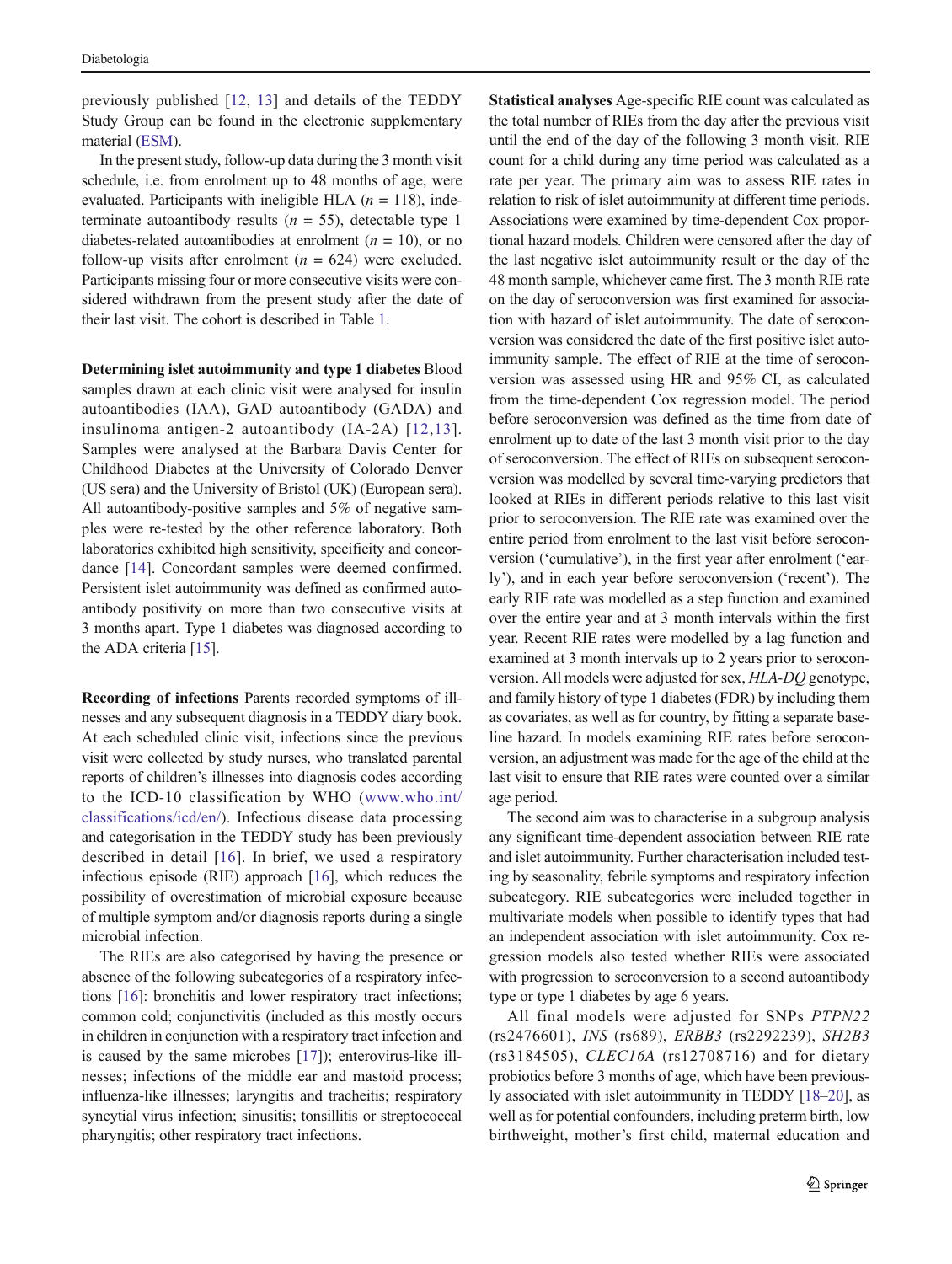previously published [12, 13] and details of the TEDDY Study Group can be found in the electronic supplementary material (ESM).

In the present study, follow-up data during the 3 month visit schedule, i.e. from enrolment up to 48 months of age, were evaluated. Participants with ineligible HLA ($n$ = 118), indeterminate autoantibody results ($n$ = 55), detectable type 1 diabetes-related autoantibodies at enrolment ($n$ = 10), or no follow-up visits after enrolment ($n$ = 624) were excluded. Participants missing four or more consecutive visits were considered withdrawn from the present study after the date of their last visit. The cohort is described in Table 1.

**Determining islet autoimmunity and type 1 diabetes** Blood samples drawn at each clinic visit were analysed for insulin autoantibodies (IAA), GAD autoantibody (GADA) and insulinoma antigen-2 autoantibody (IA-2A) [12,13]. Samples were analysed at the Barbara Davis Center for Childhood Diabetes at the University of Colorado Denver (US sera) and the University of Bristol (UK) (European sera). All autoantibody-positive samples and 5% of negative samples were re-tested by the other reference laboratory. Both laboratories exhibited high sensitivity, specificity and concordance [14]. Concordant samples were deemed confirmed. Persistent islet autoimmunity was defined as confirmed autoantibody positivity on more than two consecutive visits at 3 months apart. Type 1 diabetes was diagnosed according to the ADA criteria [15].

**Recording of infections** Parents recorded symptoms of illnesses and any subsequent diagnosis in a TEDDY diary book. At each scheduled clinic visit, infections since the previous visit were collected by study nurses, who translated parental reports of children's illnesses into diagnosis codes according to the ICD-10 classification by WHO (www.who.int/classifications/icd/en/). Infectious disease data processing and categorisation in the TEDDY study has been previously described in detail [16]. In brief, we used a respiratory infectious episode (RIE) approach [16], which reduces the possibility of overestimation of microbial exposure because of multiple symptom and/or diagnosis reports during a single microbial infection.

The RIEs are also categorised by having the presence or absence of the following subcategories of a respiratory infections [16]: bronchitis and lower respiratory tract infections; common cold; conjunctivitis (included as this mostly occurs in children in conjunction with a respiratory tract infection and is caused by the same microbes [17]); enterovirus-like illnesses; infections of the middle ear and mastoid process; influenza-like illnesses; laryngitis and tracheitis; respiratory syncytial virus infection; sinusitis; tonsillitis or streptococcal pharyngitis; other respiratory tract infections.

**Statistical analyses** Age-specific RIE count was calculated as the total number of RIEs from the day after the previous visit until the end of the day of the following 3 month visit. RIE count for a child during any time period was calculated as a rate per year. The primary aim was to assess RIE rates in relation to risk of islet autoimmunity at different time periods. Associations were examined by time-dependent Cox proportional hazard models. Children were censored after the day of the last negative islet autoimmunity result or the day of the 48 month sample, whichever came first. The 3 month RIE rate on the day of seroconversion was first examined for association with hazard of islet autoimmunity. The date of seroconversion was considered the date of the first positive islet autoimmunity sample. The effect of RIE at the time of seroconversion was assessed using HR and 95% CI, as calculated from the time-dependent Cox regression model. The period before seroconversion was defined as the time from date of enrolment up to date of the last 3 month visit prior to the day of seroconversion. The effect of RIEs on subsequent seroconversion was modelled by several time-varying predictors that looked at RIEs in different periods relative to this last visit prior to seroconversion. The RIE rate was examined over the entire period from enrolment to the last visit before seroconversion ('cumulative'), in the first year after enrolment ('early'), and in each year before seroconversion ('recent'). The early RIE rate was modelled as a step function and examined over the entire year and at 3 month intervals within the first year. Recent RIE rates were modelled by a lag function and examined at 3 month intervals up to 2 years prior to seroconversion. All models were adjusted for sex, *HLA-DQ* genotype, and family history of type 1 diabetes (FDR) by including them as covariates, as well as for country, by fitting a separate baseline hazard. In models examining RIE rates before seroconversion, an adjustment was made for the age of the child at the last visit to ensure that RIE rates were counted over a similar age period.

The second aim was to characterise in a subgroup analysis any significant time-dependent association between RIE rate and islet autoimmunity. Further characterisation included testing by seasonality, febrile symptoms and respiratory infection subcategory. RIE subcategories were included together in multivariate models when possible to identify types that had an independent association with islet autoimmunity. Cox regression models also tested whether RIEs were associated with progression to seroconversion to a second autoantibody type or type 1 diabetes by age 6 years.

All final models were adjusted for SNPs *PTPN22* (rs2476601), *INS* (rs689), *ERBB3* (rs2292239), *SH2B3* (rs3184505), *CLEC16A* (rs12708716) and for dietary probiotics before 3 months of age, which have been previously associated with islet autoimmunity in TEDDY [18–20], as well as for potential confounders, including preterm birth, low birthweight, mother's first child, maternal education and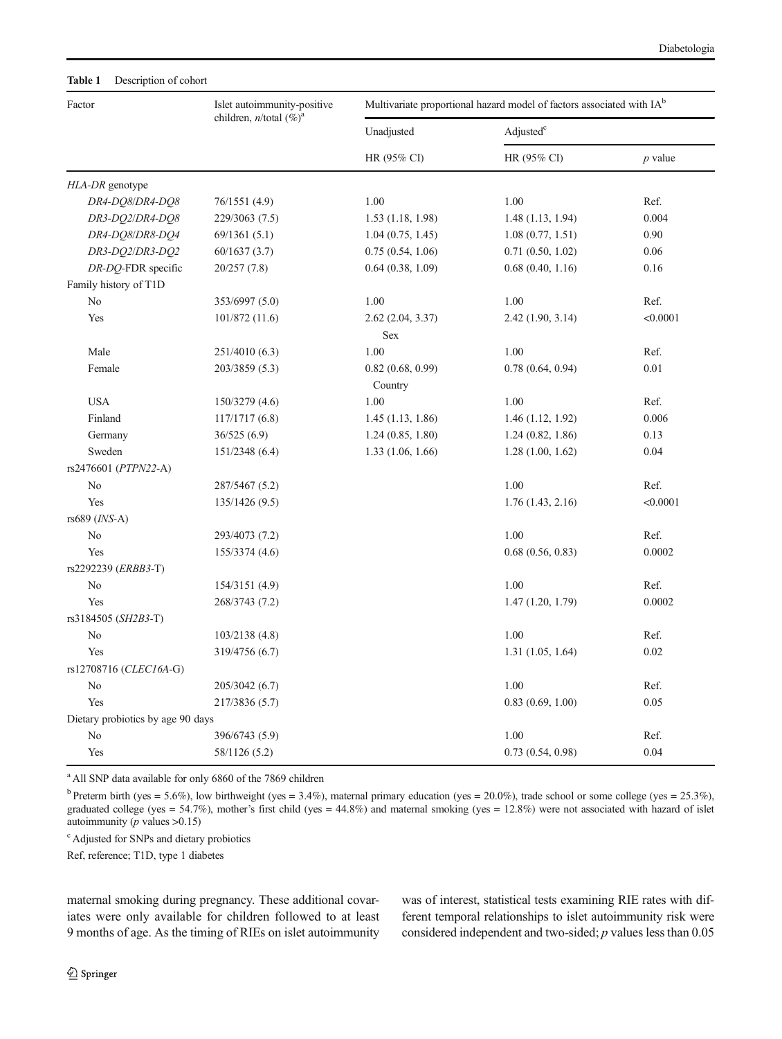**Table 1** Description of cohort

| Factor | Islet autoimmunity-positive children, *n*/total (%)[a] | Multivariate proportional hazard model of factors associated with IA[b] | | |
|---|---|---|---|---|
| | | Unadjusted | Adjusted[c] | |
| | | HR (95% CI) | HR (95% CI) | *p* value |
| *HLA-DR* genotype | | | | |
| *DR4-DQ8/DR4-DQ8* | 76/1551 (4.9) | 1.00 | 1.00 | Ref. |
| *DR3-DQ2/DR4-DQ8* | 229/3063 (7.5) | 1.53 (1.18, 1.98) | 1.48 (1.13, 1.94) | 0.004 |
| *DR4-DQ8/DR8-DQ4* | 69/1361 (5.1) | 1.04 (0.75, 1.45) | 1.08 (0.77, 1.51) | 0.90 |
| *DR3-DQ2/DR3-DQ2* | 60/1637 (3.7) | 0.75 (0.54, 1.06) | 0.71 (0.50, 1.02) | 0.06 |
| *DR-DQ*-FDR specific | 20/257 (7.8) | 0.64 (0.38, 1.09) | 0.68 (0.40, 1.16) | 0.16 |
| Family history of T1D | | | | |
| No | 353/6997 (5.0) | 1.00 | 1.00 | Ref. |
| Yes | 101/872 (11.6) | 2.62 (2.04, 3.37) | 2.42 (1.90, 3.14) | <0.0001 |
| Sex | | | | |
| Male | 251/4010 (6.3) | 1.00 | 1.00 | Ref. |
| Female | 203/3859 (5.3) | 0.82 (0.68, 0.99) | 0.78 (0.64, 0.94) | 0.01 |
| Country | | | | |
| USA | 150/3279 (4.6) | 1.00 | 1.00 | Ref. |
| Finland | 117/1717 (6.8) | 1.45 (1.13, 1.86) | 1.46 (1.12, 1.92) | 0.006 |
| Germany | 36/525 (6.9) | 1.24 (0.85, 1.80) | 1.24 (0.82, 1.86) | 0.13 |
| Sweden | 151/2348 (6.4) | 1.33 (1.06, 1.66) | 1.28 (1.00, 1.62) | 0.04 |
| rs2476601 (*PTPN22*-A) | | | | |
| No | 287/5467 (5.2) | | 1.00 | Ref. |
| Yes | 135/1426 (9.5) | | 1.76 (1.43, 2.16) | <0.0001 |
| rs689 (*INS*-A) | | | | |
| No | 293/4073 (7.2) | | 1.00 | Ref. |
| Yes | 155/3374 (4.6) | | 0.68 (0.56, 0.83) | 0.0002 |
| rs2292239 (*ERBB3*-T) | | | | |
| No | 154/3151 (4.9) | | 1.00 | Ref. |
| Yes | 268/3743 (7.2) | | 1.47 (1.20, 1.79) | 0.0002 |
| rs3184505 (*SH2B3*-T) | | | | |
| No | 103/2138 (4.8) | | 1.00 | Ref. |
| Yes | 319/4756 (6.7) | | 1.31 (1.05, 1.64) | 0.02 |
| rs12708716 (*CLEC16A*-G) | | | | |
| No | 205/3042 (6.7) | | 1.00 | Ref. |
| Yes | 217/3836 (5.7) | | 0.83 (0.69, 1.00) | 0.05 |
| Dietary probiotics by age 90 days | | | | |
| No | 396/6743 (5.9) | | 1.00 | Ref. |
| Yes | 58/1126 (5.2) | | 0.73 (0.54, 0.98) | 0.04 |

[a] All SNP data available for only 6860 of the 7869 children

[b] Preterm birth (yes = 5.6%), low birthweight (yes = 3.4%), maternal primary education (yes = 20.0%), trade school or some college (yes = 25.3%), graduated college (yes = 54.7%), mother's first child (yes = 44.8%) and maternal smoking (yes = 12.8%) were not associated with hazard of islet autoimmunity (*p* values >0.15)

[c] Adjusted for SNPs and dietary probiotics

Ref, reference; T1D, type 1 diabetes

maternal smoking during pregnancy. These additional covariates were only available for children followed to at least 9 months of age. As the timing of RIEs on islet autoimmunity was of interest, statistical tests examining RIE rates with different temporal relationships to islet autoimmunity risk were considered independent and two-sided; *p* values less than 0.05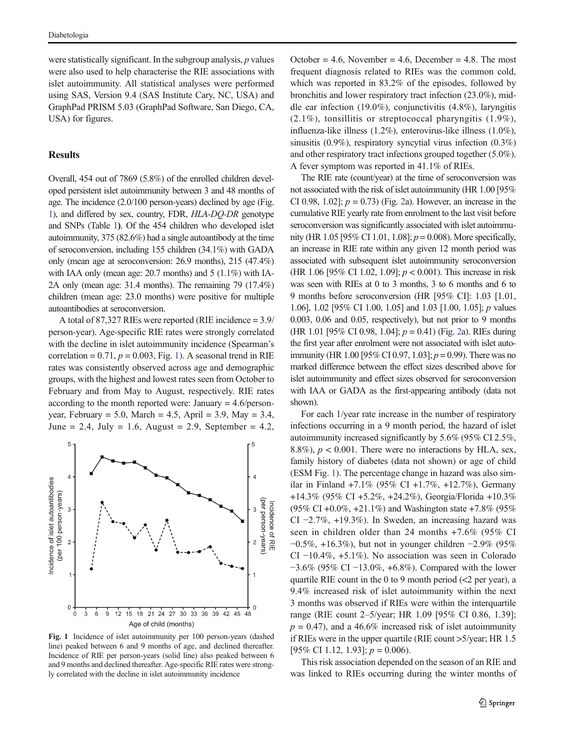were statistically significant. In the subgroup analysis, $p$ values were also used to help characterise the RIE associations with islet autoimmunity. All statistical analyses were performed using SAS, Version 9.4 (SAS Institute Cary, NC, USA) and GraphPad PRISM 5.03 (GraphPad Software, San Diego, CA, USA) for figures.

## Results

Overall, 454 out of 7869 (5.8%) of the enrolled children developed persistent islet autoimmunity between 3 and 48 months of age. The incidence (2.0/100 person-years) declined by age (Fig. 1), and differed by sex, country, FDR, *HLA-DQ-DR* genotype and SNPs (Table 1**)**. Of the 454 children who developed islet autoimmunity, 375 (82.6%) had a single autoantibody at the time of seroconversion, including 155 children (34.1%) with GADA only (mean age at seroconversion: 26.9 months), 215 (47.4%) with IAA only (mean age: 20.7 months) and 5 (1.1%) with IA-2A only (mean age: 31.4 months). The remaining 79 (17.4%) children (mean age: 23.0 months) were positive for multiple autoantibodies at seroconversion.

A total of 87,327 RIEs were reported (RIE incidence = 3.9/person-year). Age-specific RIE rates were strongly correlated with the decline in islet autoimmunity incidence (Spearman's correlation = 0.71, $p = 0.003$, Fig. 1). A seasonal trend in RIE rates was consistently observed across age and demographic groups, with the highest and lowest rates seen from October to February and from May to August, respectively. RIE rates according to the month reported were: January = 4.6/person-year, February = 5.0, March = 4.5, April = 3.9, May = 3.4, June = 2.4, July = 1.6, August = 2.9, September = 4.2, October = 4.6, November = 4.6, December = 4.8. The most frequent diagnosis related to RIEs was the common cold, which was reported in 83.2% of the episodes, followed by bronchitis and lower respiratory tract infection (23.0%), middle ear infection (19.0%), conjunctivitis (4.8%), laryngitis (2.1%), tonsillitis or streptococcal pharyngitis (1.9%), influenza-like illness (1.2%), enterovirus-like illness (1.0%), sinusitis (0.9%), respiratory syncytial virus infection (0.3%) and other respiratory tract infections grouped together (5.0%). A fever symptom was reported in 41.1% of RIEs.

Fig. 1 Incidence of islet autoimmunity per 100 person-years (dashed line) peaked between 6 and 9 months of age, and declined thereafter. Incidence of RIE per person-years (solid line) also peaked between 6 and 9 months and declined thereafter. Age-specific RIE rates were strongly correlated with the decline in islet autoimmunity incidence

The RIE rate (count/year) at the time of seroconversion was not associated with the risk of islet autoimmunity (HR 1.00 [95% CI 0.98, 1.02]; $p = 0.73$) (Fig. 2a). However, an increase in the cumulative RIE yearly rate from enrolment to the last visit before seroconversion was significantly associated with islet autoimmunity (HR 1.05 [95% CI 1.01, 1.08]; $p = 0.008$). More specifically, an increase in RIE rate within any given 12 month period was associated with subsequent islet autoimmunity seroconversion (HR 1.06 [95% CI 1.02, 1.09]; $p < 0.001$). This increase in risk was seen with RIEs at 0 to 3 months, 3 to 6 months and 6 to 9 months before seroconversion (HR [95% CI]: 1.03 [1.01, 1.06], 1.02 [95% CI 1.00, 1.05] and 1.03 [1.00, 1.05]; $p$ values 0.003, 0.06 and 0.05, respectively), but not prior to 9 months (HR 1.01 [95% CI 0.98, 1.04]; $p = 0.41$) (Fig. 2a). RIEs during the first year after enrolment were not associated with islet autoimmunity (HR 1.00 [95% CI 0.97, 1.03]; $p = 0.99$). There was no marked difference between the effect sizes described above for islet autoimmunity and effect sizes observed for seroconversion with IAA or GADA as the first-appearing antibody (data not shown).

For each 1/year rate increase in the number of respiratory infections occurring in a 9 month period, the hazard of islet autoimmunity increased significantly by 5.6% (95% CI 2.5%, 8.8%), $p < 0.001$. There were no interactions by HLA, sex, family history of diabetes (data not shown) or age of child (ESM Fig. 1). The percentage change in hazard was also similar in Finland +7.1% (95% CI +1.7%, +12.7%), Germany +14.3% (95% CI +5.2%, +24.2%), Georgia/Florida +10.3% (95% CI +0.0%, +21.1%) and Washington state +7.8% (95% CI −2.7%, +19.3%). In Sweden, an increasing hazard was seen in children older than 24 months +7.6% (95% CI −0.5%, +16.3%), but not in younger children −2.9% (95% CI −10.4%, +5.1%). No association was seen in Colorado −3.6% (95% CI −13.0%, +6.8%). Compared with the lower quartile RIE count in the 0 to 9 month period (<2 per year), a 9.4% increased risk of islet autoimmunity within the next 3 months was observed if RIEs were within the interquartile range (RIE count 2–5/year; HR 1.09 [95% CI 0.86, 1.39]; $p = 0.47$), and a 46.6% increased risk of islet autoimmunity if RIEs were in the upper quartile (RIE count >5/year; HR 1.5 [95% CI 1.12, 1.93]; $p = 0.006$).

This risk association depended on the season of an RIE and was linked to RIEs occurring during the winter months of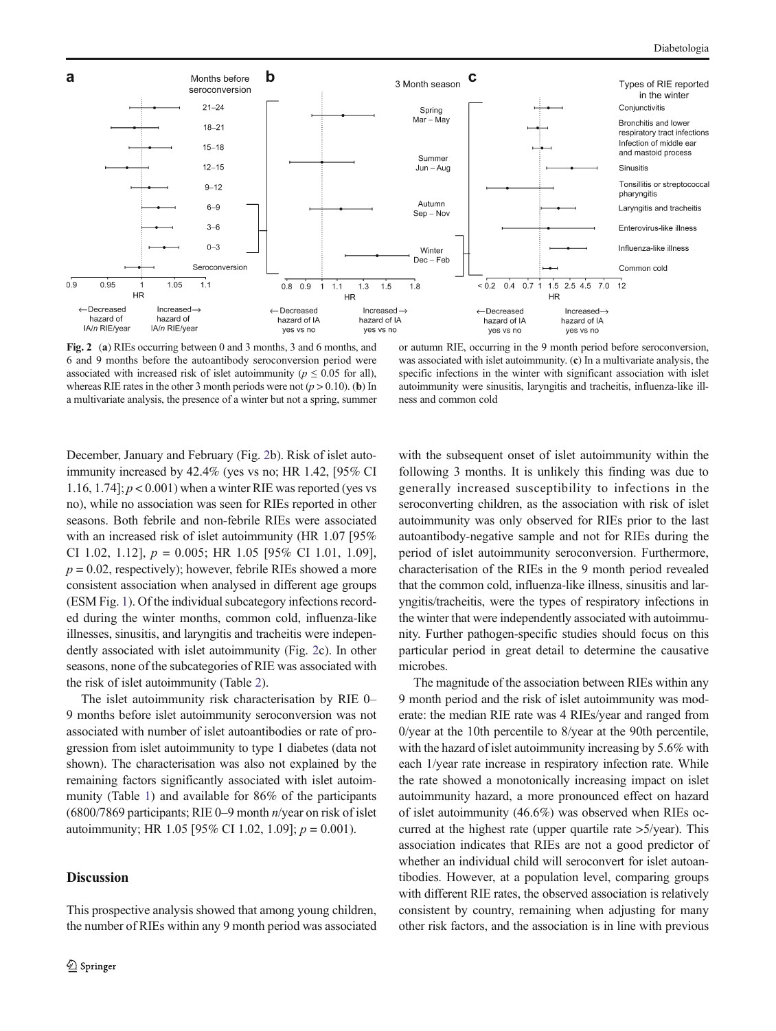**Fig. 2** (**a**) RIEs occurring between 0 and 3 months, 3 and 6 months, and 6 and 9 months before the autoantibody seroconversion period were associated with increased risk of islet autoimmunity ($p \leq 0.05$ for all), whereas RIE rates in the other 3 month periods were not ($p > 0.10$). (**b**) In a multivariate analysis, the presence of a winter but not a spring, summer or autumn RIE, occurring in the 9 month period before seroconversion, was associated with islet autoimmunity. (**c**) In a multivariate analysis, the specific infections in the winter with significant association with islet autoimmunity were sinusitis, laryngitis and tracheitis, influenza-like illness and common cold

December, January and February (Fig. 2b). Risk of islet autoimmunity increased by 42.4% (yes vs no; HR 1.42, [95% CI 1.16, 1.74]; $p < 0.001$) when a winter RIE was reported (yes vs no), while no association was seen for RIEs reported in other seasons. Both febrile and non-febrile RIEs were associated with an increased risk of islet autoimmunity (HR 1.07 [95% CI 1.02, 1.12], $p = 0.005$; HR 1.05 [95% CI 1.01, 1.09], $p = 0.02$, respectively); however, febrile RIEs showed a more consistent association when analysed in different age groups (ESM Fig. 1). Of the individual subcategory infections recorded during the winter months, common cold, influenza-like illnesses, sinusitis, and laryngitis and tracheitis were independently associated with islet autoimmunity (Fig. 2c). In other seasons, none of the subcategories of RIE was associated with the risk of islet autoimmunity (Table 2).

The islet autoimmunity risk characterisation by RIE 0–9 months before islet autoimmunity seroconversion was not associated with number of islet autoantibodies or rate of progression from islet autoimmunity to type 1 diabetes (data not shown). The characterisation was also not explained by the remaining factors significantly associated with islet autoimmunity (Table 1) and available for 86% of the participants (6800/7869 participants; RIE 0–9 month $n$/year on risk of islet autoimmunity; HR 1.05 [95% CI 1.02, 1.09]; $p = 0.001$).

## Discussion

This prospective analysis showed that among young children, the number of RIEs within any 9 month period was associated with the subsequent onset of islet autoimmunity within the following 3 months. It is unlikely this finding was due to generally increased susceptibility to infections in the seroconverting children, as the association with risk of islet autoimmunity was only observed for RIEs prior to the last autoantibody-negative sample and not for RIEs during the period of islet autoimmunity seroconversion. Furthermore, characterisation of the RIEs in the 9 month period revealed that the common cold, influenza-like illness, sinusitis and laryngitis/tracheitis, were the types of respiratory infections in the winter that were independently associated with autoimmunity. Further pathogen-specific studies should focus on this particular period in great detail to determine the causative microbes.

The magnitude of the association between RIEs within any 9 month period and the risk of islet autoimmunity was moderate: the median RIE rate was 4 RIEs/year and ranged from 0/year at the 10th percentile to 8/year at the 90th percentile, with the hazard of islet autoimmunity increasing by 5.6% with each 1/year rate increase in respiratory infection rate. While the rate showed a monotonically increasing impact on islet autoimmunity hazard, a more pronounced effect on hazard of islet autoimmunity (46.6%) was observed when RIEs occurred at the highest rate (upper quartile rate >5/year). This association indicates that RIEs are not a good predictor of whether an individual child will seroconvert for islet autoantibodies. However, at a population level, comparing groups with different RIE rates, the observed association is relatively consistent by country, remaining when adjusting for many other risk factors, and the association is in line with previous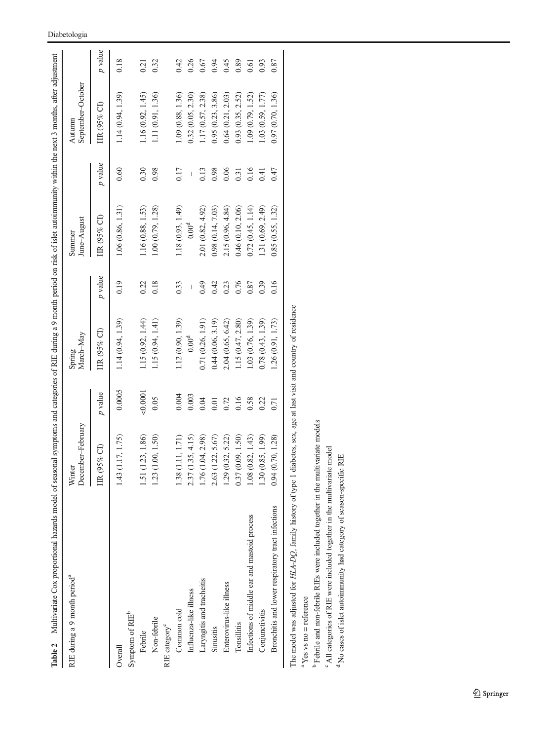**Table 2** Multivariate Cox proportional hazards model of seasonal symptoms and categories of RIE during a 9 month period on risk of islet autoimmunity within the next 3 months, after adjustment

| RIE during a 9 month period[a] | Winter December–February | | Spring March–May | | Summer June–August | | Autumn September–October | |
|---|---|---|---|---|---|---|---|---|
| | HR (95% CI) | *p* value | HR (95% CI) | *p* value | HR (95% CI) | *p* value | HR (95% CI) | *p* value |
| Overall | 1.43 (1.17, 1.75) | 0.0005 | 1.14 (0.94, 1.39) | 0.19 | 1.06 (0.86, 1.31) | 0.60 | 1.14 (0.94, 1.39) | 0.18 |
| Symptom of RIE[b] | | | | | | | | |
| Febrile | 1.51 (1.23, 1.86) | <0.0001 | 1.15 (0.92, 1.44) | 0.22 | 1.16 (0.88, 1.53) | 0.30 | 1.16 (0.92, 1.45) | 0.21 |
| Non-febrile | 1.23 (1.00, 1.50) | 0.05 | 1.15 (0.94, 1.41) | 0.18 | 1.00 (0.79, 1.28) | 0.98 | 1.11 (0.91, 1.36) | 0.32 |
| RIE category[c] | | | | | | | | |
| Common cold | 1.38 (1.11, 1.71) | 0.004 | 1.12 (0.90, 1.39) | 0.33 | 1.18 (0.93, 1.49) | 0.17 | 1.09 (0.88, 1.36) | 0.42 |
| Influenza-like illness | 2.37 (1.35, 4.15) | 0.003 | 0.00[d] | – | 0.00[d] | – | 0.32 (0.05, 2.30) | 0.26 |
| Laryngitis and tracheitis | 1.76 (1.04, 2.98) | 0.04 | 0.71 (0.26, 1.91) | 0.49 | 2.01 (0.82, 4.92) | 0.13 | 1.17 (0.57, 2.38) | 0.67 |
| Sinusitis | 2.63 (1.22, 5.67) | 0.01 | 0.44 (0.06, 3.19) | 0.42 | 0.98 (0.14, 7.03) | 0.98 | 0.95 (0.23, 3.86) | 0.94 |
| Enterovirus-like illness | 1.29 (0.32, 5.22) | 0.72 | 2.04 (0.65, 6.42) | 0.23 | 2.15 (0.96, 4.84) | 0.06 | 0.64 (0.21, 2.03) | 0.45 |
| Tonsillitis | 0.37 (0.09, 1.50) | 0.16 | 1.15 (0.47, 2.80) | 0.76 | 0.46 (0.10, 2.06) | 0.31 | 0.93 (0.35, 2.52) | 0.89 |
| Infections of middle ear and mastoid process | 1.08 (0.82, 1.43) | 0.58 | 1.03 (0.76, 1.39) | 0.87 | 0.72 (0.45, 1.14) | 0.16 | 1.09 (0.79, 1.52) | 0.61 |
| Conjunctivitis | 1.30 (0.85, 1.99) | 0.22 | 0.78 (0.43, 1.39) | 0.39 | 1.31 (0.69, 2.49) | 0.41 | 1.03 (0.59, 1.77) | 0.93 |
| Bronchitis and lower respiratory tract infections | 0.94 (0.70, 1.28) | 0.71 | 1.26 (0.91, 1.73) | 0.16 | 0.85 (0.55, 1.32) | 0.47 | 0.97 (0.70, 1.36) | 0.87 |

The model was adjusted for *HLA-DQ*, family history of type 1 diabetes, sex, age at last visit and country of residence

[a] Yes vs no = reference

[b] Febrile and non-febrile RIEs were included together in the multivariate models

[c] All categories of RIE were included together in the multivariate model

[d] No cases of islet autoimmunity had category of season-specific RIE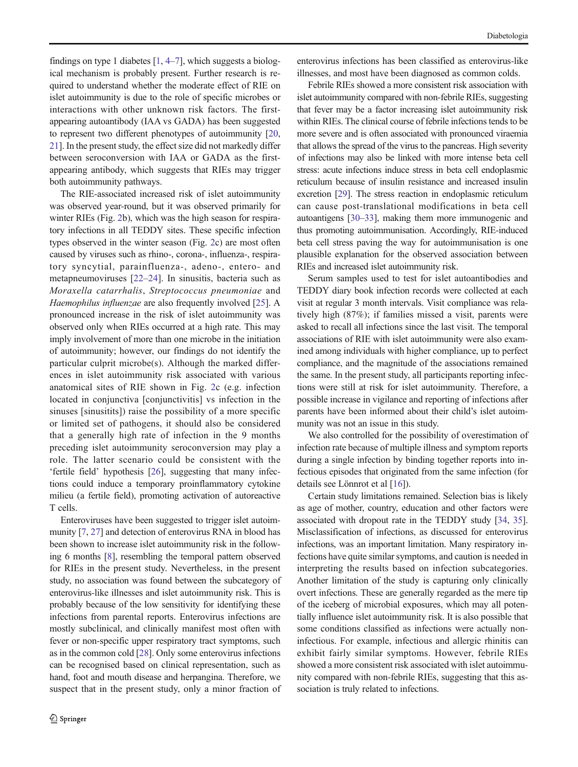findings on type 1 diabetes [1, 4–7], which suggests a biological mechanism is probably present. Further research is required to understand whether the moderate effect of RIE on islet autoimmunity is due to the role of specific microbes or interactions with other unknown risk factors. The first-appearing autoantibody (IAA vs GADA) has been suggested to represent two different phenotypes of autoimmunity [20, 21]. In the present study, the effect size did not markedly differ between seroconversion with IAA or GADA as the first-appearing antibody, which suggests that RIEs may trigger both autoimmunity pathways.

The RIE-associated increased risk of islet autoimmunity was observed year-round, but it was observed primarily for winter RIEs (Fig. 2b), which was the high season for respiratory infections in all TEDDY sites. These specific infection types observed in the winter season (Fig. 2c) are most often caused by viruses such as rhino-, corona-, influenza-, respiratory syncytial, parainfluenza-, adeno-, entero- and metapneumoviruses [22–24]. In sinusitis, bacteria such as *Moraxella catarrhalis*, *Streptococcus pneumoniae* and *Haemophilus influenzae* are also frequently involved [25]. A pronounced increase in the risk of islet autoimmunity was observed only when RIEs occurred at a high rate. This may imply involvement of more than one microbe in the initiation of autoimmunity; however, our findings do not identify the particular culprit microbe(s). Although the marked differences in islet autoimmunity risk associated with various anatomical sites of RIE shown in Fig. 2c (e.g. infection located in conjunctiva [conjunctivitis] vs infection in the sinuses [sinusitits]) raise the possibility of a more specific or limited set of pathogens, it should also be considered that a generally high rate of infection in the 9 months preceding islet autoimmunity seroconversion may play a role. The latter scenario could be consistent with the 'fertile field' hypothesis [26], suggesting that many infections could induce a temporary proinflammatory cytokine milieu (a fertile field), promoting activation of autoreactive T cells.

Enteroviruses have been suggested to trigger islet autoimmunity [7, 27] and detection of enterovirus RNA in blood has been shown to increase islet autoimmunity risk in the following 6 months [8], resembling the temporal pattern observed for RIEs in the present study. Nevertheless, in the present study, no association was found between the subcategory of enterovirus-like illnesses and islet autoimmunity risk. This is probably because of the low sensitivity for identifying these infections from parental reports. Enterovirus infections are mostly subclinical, and clinically manifest most often with fever or non-specific upper respiratory tract symptoms, such as in the common cold [28]. Only some enterovirus infections can be recognised based on clinical representation, such as hand, foot and mouth disease and herpangina. Therefore, we suspect that in the present study, only a minor fraction of enterovirus infections has been classified as enterovirus-like illnesses, and most have been diagnosed as common colds.

Febrile RIEs showed a more consistent risk association with islet autoimmunity compared with non-febrile RIEs, suggesting that fever may be a factor increasing islet autoimmunity risk within RIEs. The clinical course of febrile infections tends to be more severe and is often associated with pronounced viraemia that allows the spread of the virus to the pancreas. High severity of infections may also be linked with more intense beta cell stress: acute infections induce stress in beta cell endoplasmic reticulum because of insulin resistance and increased insulin excretion [29]. The stress reaction in endoplasmic reticulum can cause post-translational modifications in beta cell autoantigens [30–33], making them more immunogenic and thus promoting autoimmunisation. Accordingly, RIE-induced beta cell stress paving the way for autoimmunisation is one plausible explanation for the observed association between RIEs and increased islet autoimmunity risk.

Serum samples used to test for islet autoantibodies and TEDDY diary book infection records were collected at each visit at regular 3 month intervals. Visit compliance was relatively high (87%); if families missed a visit, parents were asked to recall all infections since the last visit. The temporal associations of RIE with islet autoimmunity were also examined among individuals with higher compliance, up to perfect compliance, and the magnitude of the associations remained the same. In the present study, all participants reporting infections were still at risk for islet autoimmunity. Therefore, a possible increase in vigilance and reporting of infections after parents have been informed about their child's islet autoimmunity was not an issue in this study.

We also controlled for the possibility of overestimation of infection rate because of multiple illness and symptom reports during a single infection by binding together reports into infectious episodes that originated from the same infection (for details see Lönnrot et al [16]).

Certain study limitations remained. Selection bias is likely as age of mother, country, education and other factors were associated with dropout rate in the TEDDY study [34, 35]. Misclassification of infections, as discussed for enterovirus infections, was an important limitation. Many respiratory infections have quite similar symptoms, and caution is needed in interpreting the results based on infection subcategories. Another limitation of the study is capturing only clinically overt infections. These are generally regarded as the mere tip of the iceberg of microbial exposures, which may all potentially influence islet autoimmunity risk. It is also possible that some conditions classified as infections were actually non-infectious. For example, infectious and allergic rhinitis can exhibit fairly similar symptoms. However, febrile RIEs showed a more consistent risk associated with islet autoimmunity compared with non-febrile RIEs, suggesting that this association is truly related to infections.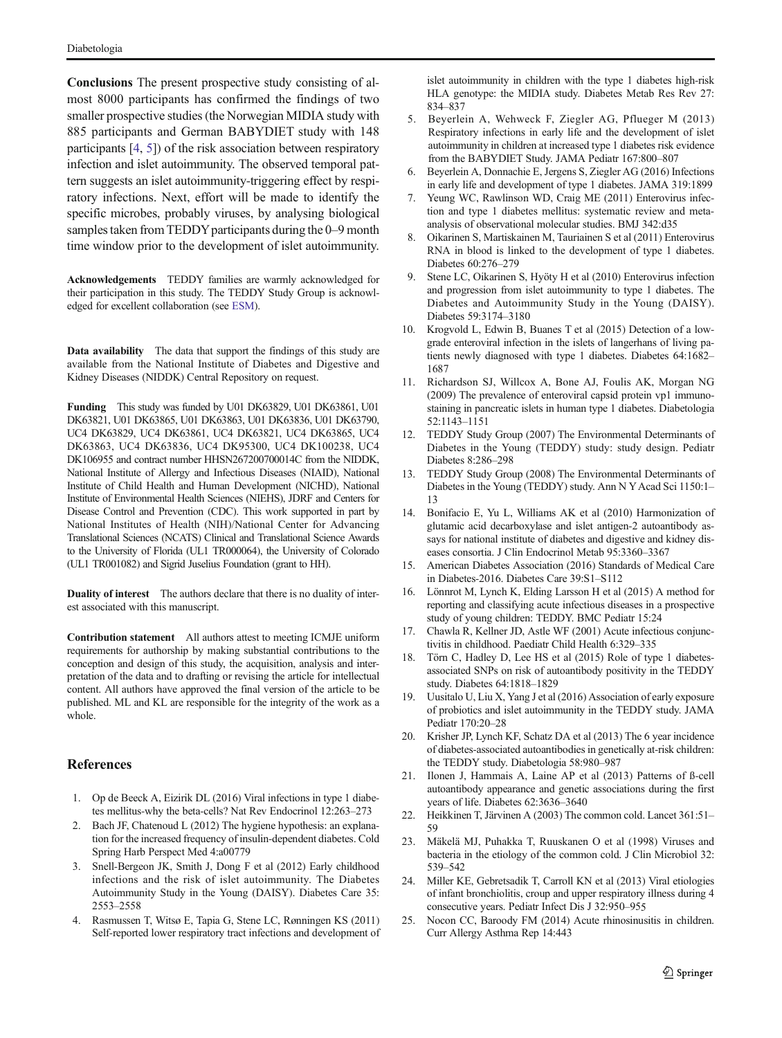**Conclusions** The present prospective study consisting of almost 8000 participants has confirmed the findings of two smaller prospective studies (the Norwegian MIDIA study with 885 participants and German BABYDIET study with 148 participants [4, 5]) of the risk association between respiratory infection and islet autoimmunity. The observed temporal pattern suggests an islet autoimmunity-triggering effect by respiratory infections. Next, effort will be made to identify the specific microbes, probably viruses, by analysing biological samples taken from TEDDY participants during the 0–9 month time window prior to the development of islet autoimmunity.

**Acknowledgements** TEDDY families are warmly acknowledged for their participation in this study. The TEDDY Study Group is acknowledged for excellent collaboration (see ESM).

**Data availability** The data that support the findings of this study are available from the National Institute of Diabetes and Digestive and Kidney Diseases (NIDDK) Central Repository on request.

**Funding** This study was funded by U01 DK63829, U01 DK63861, U01 DK63821, U01 DK63865, U01 DK63863, U01 DK63836, U01 DK63790, UC4 DK63829, UC4 DK63861, UC4 DK63821, UC4 DK63865, UC4 DK63863, UC4 DK63836, UC4 DK95300, UC4 DK100238, UC4 DK106955 and contract number HHSN267200700014C from the NIDDK, National Institute of Allergy and Infectious Diseases (NIAID), National Institute of Child Health and Human Development (NICHD), National Institute of Environmental Health Sciences (NIEHS), JDRF and Centers for Disease Control and Prevention (CDC). This work supported in part by National Institutes of Health (NIH)/National Center for Advancing Translational Sciences (NCATS) Clinical and Translational Science Awards to the University of Florida (UL1 TR000064), the University of Colorado (UL1 TR001082) and Sigrid Juselius Foundation (grant to HH).

**Duality of interest** The authors declare that there is no duality of interest associated with this manuscript.

**Contribution statement** All authors attest to meeting ICMJE uniform requirements for authorship by making substantial contributions to the conception and design of this study, the acquisition, analysis and interpretation of the data and to drafting or revising the article for intellectual content. All authors have approved the final version of the article to be published. ML and KL are responsible for the integrity of the work as a whole.

## References

1. Op de Beeck A, Eizirik DL (2016) Viral infections in type 1 diabetes mellitus-why the beta-cells? Nat Rev Endocrinol 12:263–273
2. Bach JF, Chatenoud L (2012) The hygiene hypothesis: an explanation for the increased frequency of insulin-dependent diabetes. Cold Spring Harb Perspect Med 4:a00779
3. Snell-Bergeon JK, Smith J, Dong F et al (2012) Early childhood infections and the risk of islet autoimmunity. The Diabetes Autoimmunity Study in the Young (DAISY). Diabetes Care 35: 2553–2558
4. Rasmussen T, Witsø E, Tapia G, Stene LC, Rønningen KS (2011) Self-reported lower respiratory tract infections and development of islet autoimmunity in children with the type 1 diabetes high-risk HLA genotype: the MIDIA study. Diabetes Metab Res Rev 27: 834–837
5. Beyerlein A, Wehweck F, Ziegler AG, Pflueger M (2013) Respiratory infections in early life and the development of islet autoimmunity in children at increased type 1 diabetes risk evidence from the BABYDIET Study. JAMA Pediatr 167:800–807
6. Beyerlein A, Donnachie E, Jergens S, Ziegler AG (2016) Infections in early life and development of type 1 diabetes. JAMA 319:1899
7. Yeung WC, Rawlinson WD, Craig ME (2011) Enterovirus infection and type 1 diabetes mellitus: systematic review and meta-analysis of observational molecular studies. BMJ 342:d35
8. Oikarinen S, Martiskainen M, Tauriainen S et al (2011) Enterovirus RNA in blood is linked to the development of type 1 diabetes. Diabetes 60:276–279
9. Stene LC, Oikarinen S, Hyöty H et al (2010) Enterovirus infection and progression from islet autoimmunity to type 1 diabetes. The Diabetes and Autoimmunity Study in the Young (DAISY). Diabetes 59:3174–3180
10. Krogvold L, Edwin B, Buanes T et al (2015) Detection of a low-grade enteroviral infection in the islets of langerhans of living patients newly diagnosed with type 1 diabetes. Diabetes 64:1682–1687
11. Richardson SJ, Willcox A, Bone AJ, Foulis AK, Morgan NG (2009) The prevalence of enteroviral capsid protein vp1 immunostaining in pancreatic islets in human type 1 diabetes. Diabetologia 52:1143–1151
12. TEDDY Study Group (2007) The Environmental Determinants of Diabetes in the Young (TEDDY) study: study design. Pediatr Diabetes 8:286–298
13. TEDDY Study Group (2008) The Environmental Determinants of Diabetes in the Young (TEDDY) study. Ann N Y Acad Sci 1150:1–13
14. Bonifacio E, Yu L, Williams AK et al (2010) Harmonization of glutamic acid decarboxylase and islet antigen-2 autoantibody assays for national institute of diabetes and digestive and kidney diseases consortia. J Clin Endocrinol Metab 95:3360–3367
15. American Diabetes Association (2016) Standards of Medical Care in Diabetes-2016. Diabetes Care 39:S1–S112
16. Lönnrot M, Lynch K, Elding Larsson H et al (2015) A method for reporting and classifying acute infectious diseases in a prospective study of young children: TEDDY. BMC Pediatr 15:24
17. Chawla R, Kellner JD, Astle WF (2001) Acute infectious conjunctivitis in childhood. Paediatr Child Health 6:329–335
18. Törn C, Hadley D, Lee HS et al (2015) Role of type 1 diabetes-associated SNPs on risk of autoantibody positivity in the TEDDY study. Diabetes 64:1818–1829
19. Uusitalo U, Liu X, Yang J et al (2016) Association of early exposure of probiotics and islet autoimmunity in the TEDDY study. JAMA Pediatr 170:20–28
20. Krisher JP, Lynch KF, Schatz DA et al (2013) The 6 year incidence of diabetes-associated autoantibodies in genetically at-risk children: the TEDDY study. Diabetologia 58:980–987
21. Ilonen J, Hammais A, Laine AP et al (2013) Patterns of ß-cell autoantibody appearance and genetic associations during the first years of life. Diabetes 62:3636–3640
22. Heikkinen T, Järvinen A (2003) The common cold. Lancet 361:51–59
23. Mäkelä MJ, Puhakka T, Ruuskanen O et al (1998) Viruses and bacteria in the etiology of the common cold. J Clin Microbiol 32: 539–542
24. Miller KE, Gebretsadik T, Carroll KN et al (2013) Viral etiologies of infant bronchiolitis, croup and upper respiratory illness during 4 consecutive years. Pediatr Infect Dis J 32:950–955
25. Nocon CC, Baroody FM (2014) Acute rhinosinusitis in children. Curr Allergy Asthma Rep 14:443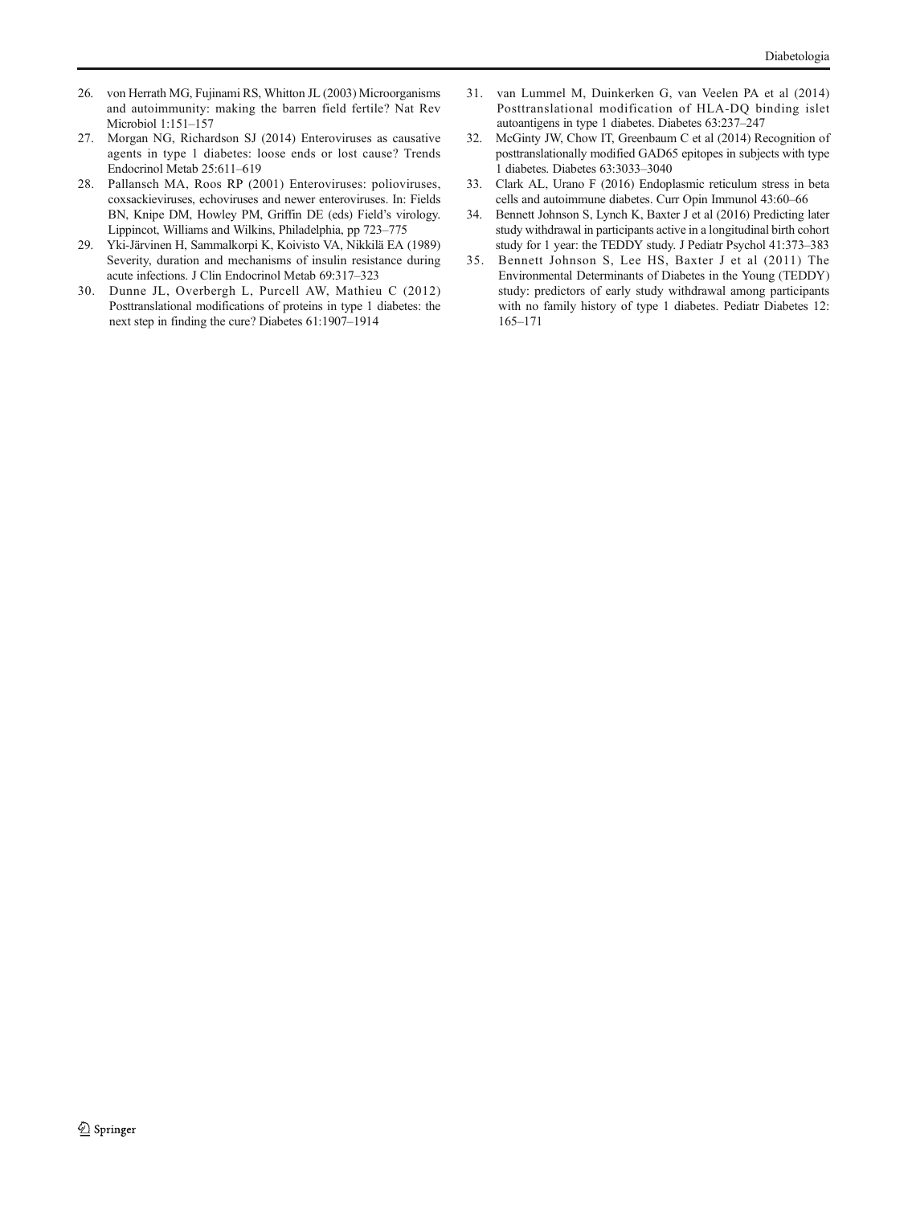26. von Herrath MG, Fujinami RS, Whitton JL (2003) Microorganisms and autoimmunity: making the barren field fertile? Nat Rev Microbiol 1:151–157
27. Morgan NG, Richardson SJ (2014) Enteroviruses as causative agents in type 1 diabetes: loose ends or lost cause? Trends Endocrinol Metab 25:611–619
28. Pallansch MA, Roos RP (2001) Enteroviruses: polioviruses, coxsackieviruses, echoviruses and newer enteroviruses. In: Fields BN, Knipe DM, Howley PM, Griffin DE (eds) Field's virology. Lippincot, Williams and Wilkins, Philadelphia, pp 723–775
29. Yki-Järvinen H, Sammalkorpi K, Koivisto VA, Nikkilä EA (1989) Severity, duration and mechanisms of insulin resistance during acute infections. J Clin Endocrinol Metab 69:317–323
30. Dunne JL, Overbergh L, Purcell AW, Mathieu C (2012) Posttranslational modifications of proteins in type 1 diabetes: the next step in finding the cure? Diabetes 61:1907–1914
31. van Lummel M, Duinkerken G, van Veelen PA et al (2014) Posttranslational modification of HLA-DQ binding islet autoantigens in type 1 diabetes. Diabetes 63:237–247
32. McGinty JW, Chow IT, Greenbaum C et al (2014) Recognition of posttranslationally modified GAD65 epitopes in subjects with type 1 diabetes. Diabetes 63:3033–3040
33. Clark AL, Urano F (2016) Endoplasmic reticulum stress in beta cells and autoimmune diabetes. Curr Opin Immunol 43:60–66
34. Bennett Johnson S, Lynch K, Baxter J et al (2016) Predicting later study withdrawal in participants active in a longitudinal birth cohort study for 1 year: the TEDDY study. J Pediatr Psychol 41:373–383
35. Bennett Johnson S, Lee HS, Baxter J et al (2011) The Environmental Determinants of Diabetes in the Young (TEDDY) study: predictors of early study withdrawal among participants with no family history of type 1 diabetes. Pediatr Diabetes 12: 165–171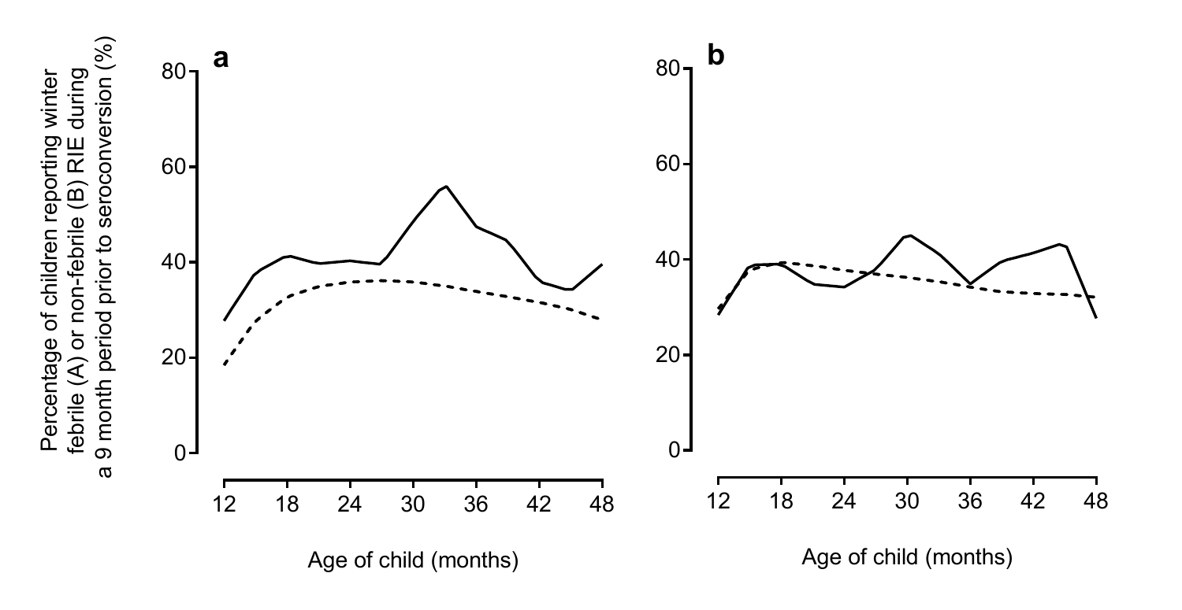**a**

Percentage of children reporting winter febrile (A) or non-febrile (B) RIE during a 9 month period prior to seroconversion (%)

Age of child (months)

**b**

Age of child (months)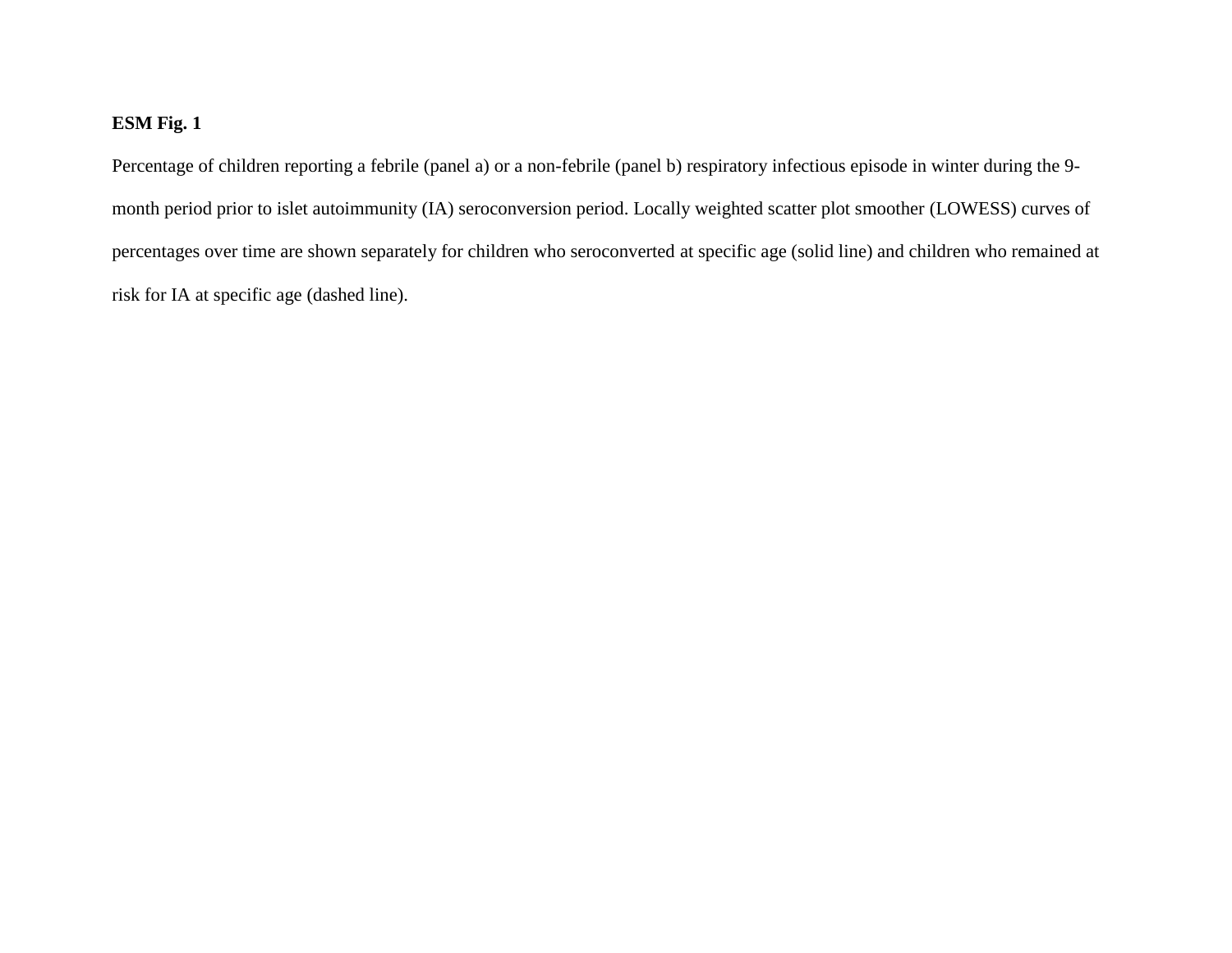**ESM Fig. 1**

Percentage of children reporting a febrile (panel a) or a non-febrile (panel b) respiratory infectious episode in winter during the 9-month period prior to islet autoimmunity (IA) seroconversion period. Locally weighted scatter plot smoother (LOWESS) curves of percentages over time are shown separately for children who seroconverted at specific age (solid line) and children who remained at risk for IA at specific age (dashed line).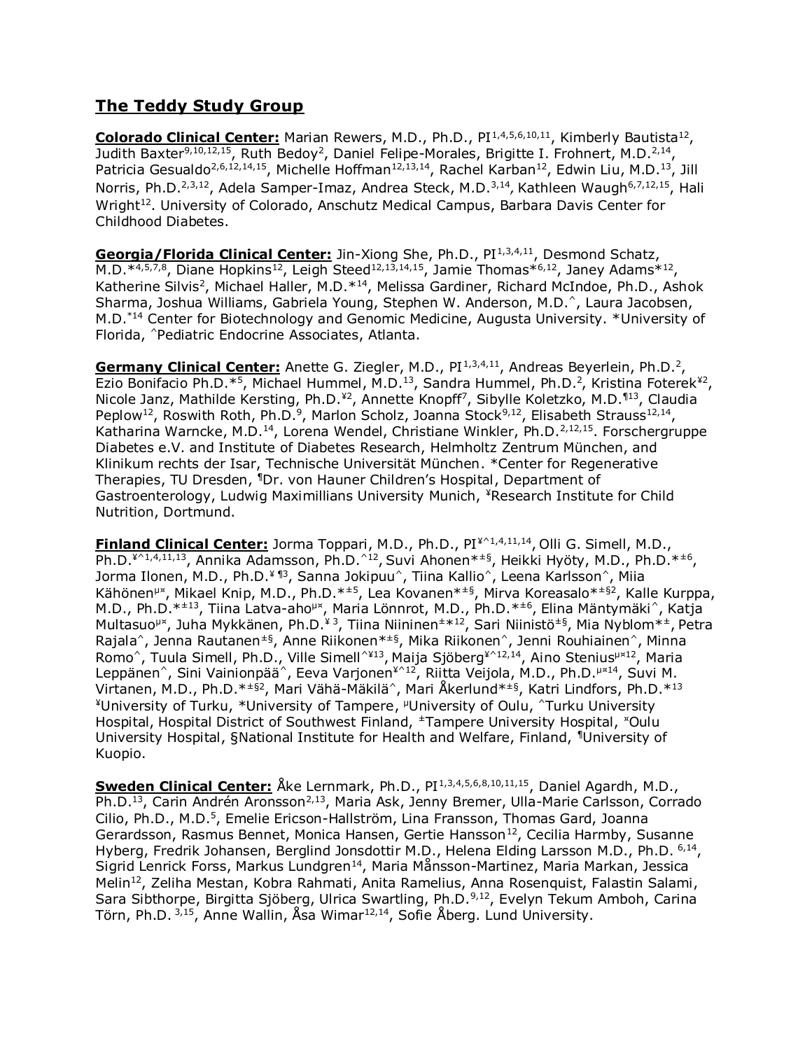## The Teddy Study Group

**Colorado Clinical Center:** Marian Rewers, M.D., Ph.D., PI[1,4,5,6,10,11], Kimberly Bautista[12], Judith Baxter[9,10,12,15], Ruth Bedoy[2], Daniel Felipe-Morales, Brigitte I. Frohnert, M.D.[2,14], Patricia Gesualdo[2,6,12,14,15], Michelle Hoffman[12,13,14], Rachel Karban[12], Edwin Liu, M.D.[13], Jill Norris, Ph.D.[2,3,12], Adela Samper-Imaz, Andrea Steck, M.D.[3,14], Kathleen Waugh[6,7,12,15], Hali Wright[12]. University of Colorado, Anschutz Medical Campus, Barbara Davis Center for Childhood Diabetes.

**Georgia/Florida Clinical Center:** Jin-Xiong She, Ph.D., PI[1,3,4,11], Desmond Schatz, M.D.*[4,5,7,8], Diane Hopkins[12], Leigh Steed[12,13,14,15], Jamie Thomas*[6,12], Janey Adams*[12], Katherine Silvis[2], Michael Haller, M.D.*[14], Melissa Gardiner, Richard McIndoe, Ph.D., Ashok Sharma, Joshua Williams, Gabriela Young, Stephen W. Anderson, M.D.^, Laura Jacobsen, M.D.*[14] Center for Biotechnology and Genomic Medicine, Augusta University. *University of Florida, ^Pediatric Endocrine Associates, Atlanta.

**Germany Clinical Center:** Anette G. Ziegler, M.D., PI[1,3,4,11], Andreas Beyerlein, Ph.D.[2], Ezio Bonifacio Ph.D.*[5], Michael Hummel, M.D.[13], Sandra Hummel, Ph.D.[2], Kristina Foterek[¥2], Nicole Janz, Mathilde Kersting, Ph.D.[¥2], Annette Knopff[7], Sibylle Koletzko, M.D.[¶13], Claudia Peplow[12], Roswith Roth, Ph.D.[9], Marlon Scholz, Joanna Stock[9,12], Elisabeth Strauss[12,14], Katharina Warncke, M.D.[14], Lorena Wendel, Christiane Winkler, Ph.D.[2,12,15]. Forschergruppe Diabetes e.V. and Institute of Diabetes Research, Helmholtz Zentrum München, and Klinikum rechts der Isar, Technische Universität München. *Center for Regenerative Therapies, TU Dresden, ¶Dr. von Hauner Children's Hospital, Department of Gastroenterology, Ludwig Maximillians University Munich, ¥Research Institute for Child Nutrition, Dortmund.

**Finland Clinical Center:** Jorma Toppari, M.D., Ph.D., PI[¥^1,4,11,14], Olli G. Simell, M.D., Ph.D.[¥^1,4,11,13], Annika Adamsson, Ph.D.[^12], Suvi Ahonen[*±§], Heikki Hyöty, M.D., Ph.D.[*±6], Jorma Ilonen, M.D., Ph.D.[¥ ¶3], Sanna Jokipuu[^], Tiina Kallio[^], Leena Karlsson[^], Miia Kähönen[µ¤], Mikael Knip, M.D., Ph.D.[*±5], Lea Kovanen[*±§], Mirva Koreasalo[*±§2], Kalle Kurppa, M.D., Ph.D.[*±13], Tiina Latva-aho[µ¤], Maria Lönnrot, M.D., Ph.D.[*±6], Elina Mäntymäki[^], Katja Multasuo[µ¤], Juha Mykkänen, Ph.D.[¥ 3], Tiina Niininen[±*12], Sari Niinistö[±§], Mia Nyblom[*±], Petra Rajala[^], Jenna Rautanen[±§], Anne Riikonen[*±§], Mika Riikonen[^], Jenni Rouhiainen[^], Minna Romo[^], Tuula Simell, Ph.D., Ville Simell[^¥13], Maija Sjöberg[¥^12,14], Aino Stenius[µ¤12], Maria Leppänen[^], Sini Vainionpää[^], Eeva Varjonen[¥^12], Riitta Veijola, M.D., Ph.D.[µ¤14], Suvi M. Virtanen, M.D., Ph.D.[*±§2], Mari Vähä-Mäkilä[^], Mari Åkerlund[*±§], Katri Lindfors, Ph.D.*[13] ¥University of Turku, *University of Tampere, µUniversity of Oulu, ^Turku University Hospital, Hospital District of Southwest Finland, ±Tampere University Hospital, ¤Oulu University Hospital, §National Institute for Health and Welfare, Finland, ¶University of Kuopio.

**Sweden Clinical Center:** Åke Lernmark, Ph.D., PI[1,3,4,5,6,8,10,11,15], Daniel Agardh, M.D., Ph.D.[13], Carin Andrén Aronsson[2,13], Maria Ask, Jenny Bremer, Ulla-Marie Carlsson, Corrado Cilio, Ph.D., M.D.[5], Emelie Ericson-Hallström, Lina Fransson, Thomas Gard, Joanna Gerardsson, Rasmus Bennet, Monica Hansen, Gertie Hansson[12], Cecilia Harmby, Susanne Hyberg, Fredrik Johansen, Berglind Jonsdottir M.D., Helena Elding Larsson M.D., Ph.D. [6,14], Sigrid Lenrick Forss, Markus Lundgren[14], Maria Månsson-Martinez, Maria Markan, Jessica Melin[12], Zeliha Mestan, Kobra Rahmati, Anita Ramelius, Anna Rosenquist, Falastin Salami, Sara Sibthorpe, Birgitta Sjöberg, Ulrica Swartling, Ph.D.[9,12], Evelyn Tekum Amboh, Carina Törn, Ph.D. [3,15], Anne Wallin, Åsa Wimar[12,14], Sofie Åberg. Lund University.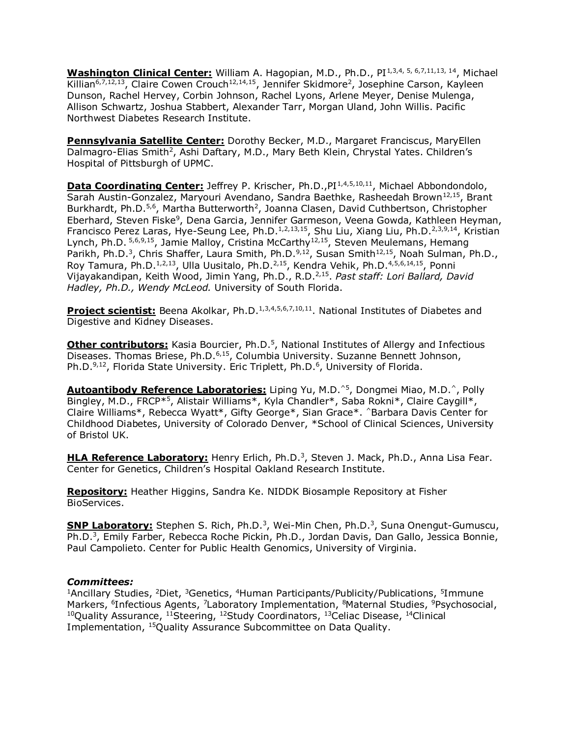**Washington Clinical Center:** William A. Hagopian, M.D., Ph.D., PI[1,3,4,5,6,7,11,13,14], Michael Killian[6,7,12,13], Claire Cowen Crouch[12,14,15], Jennifer Skidmore[2], Josephine Carson, Kayleen Dunson, Rachel Hervey, Corbin Johnson, Rachel Lyons, Arlene Meyer, Denise Mulenga, Allison Schwartz, Joshua Stabbert, Alexander Tarr, Morgan Uland, John Willis. Pacific Northwest Diabetes Research Institute.

**Pennsylvania Satellite Center:** Dorothy Becker, M.D., Margaret Franciscus, MaryEllen Dalmagro-Elias Smith[2], Ashi Daftary, M.D., Mary Beth Klein, Chrystal Yates. Children's Hospital of Pittsburgh of UPMC.

**Data Coordinating Center:** Jeffrey P. Krischer, Ph.D.,PI[1,4,5,10,11], Michael Abbondondolo, Sarah Austin-Gonzalez, Maryouri Avendano, Sandra Baethke, Rasheedah Brown[12,15], Brant Burkhardt, Ph.D.[5,6], Martha Butterworth[2], Joanna Clasen, David Cuthbertson, Christopher Eberhard, Steven Fiske[9], Dena Garcia, Jennifer Garmeson, Veena Gowda, Kathleen Heyman, Francisco Perez Laras, Hye-Seung Lee, Ph.D.[1,2,13,15], Shu Liu, Xiang Liu, Ph.D.[2,3,9,14], Kristian Lynch, Ph.D. [5,6,9,15], Jamie Malloy, Cristina McCarthy[12,15], Steven Meulemans, Hemang Parikh, Ph.D.[3], Chris Shaffer, Laura Smith, Ph.D.[9,12], Susan Smith[12,15], Noah Sulman, Ph.D., Roy Tamura, Ph.D.[1,2,13], Ulla Uusitalo, Ph.D.[2,15], Kendra Vehik, Ph.D.[4,5,6,14,15], Ponni Vijayakandipan, Keith Wood, Jimin Yang, Ph.D., R.D.[2,15]. *Past staff: Lori Ballard, David Hadley, Ph.D., Wendy McLeod.* University of South Florida.

**Project scientist:** Beena Akolkar, Ph.D.[1,3,4,5,6,7,10,11]. National Institutes of Diabetes and Digestive and Kidney Diseases.

**Other contributors:** Kasia Bourcier, Ph.D.[5], National Institutes of Allergy and Infectious Diseases. Thomas Briese, Ph.D.[6,15], Columbia University. Suzanne Bennett Johnson, Ph.D.[9,12], Florida State University. Eric Triplett, Ph.D.[6], University of Florida.

**Autoantibody Reference Laboratories:** Liping Yu, M.D.^[5], Dongmei Miao, M.D.^, Polly Bingley, M.D., FRCP*[5], Alistair Williams*, Kyla Chandler*, Saba Rokni*, Claire Caygill*, Claire Williams*, Rebecca Wyatt*, Gifty George*, Sian Grace*. ^Barbara Davis Center for Childhood Diabetes, University of Colorado Denver, *School of Clinical Sciences, University of Bristol UK.

**HLA Reference Laboratory:** Henry Erlich, Ph.D.[3], Steven J. Mack, Ph.D., Anna Lisa Fear. Center for Genetics, Children's Hospital Oakland Research Institute.

**Repository:** Heather Higgins, Sandra Ke. NIDDK Biosample Repository at Fisher BioServices.

**SNP Laboratory:** Stephen S. Rich, Ph.D.[3], Wei-Min Chen, Ph.D.[3], Suna Onengut-Gumuscu, Ph.D.[3], Emily Farber, Rebecca Roche Pickin, Ph.D., Jordan Davis, Dan Gallo, Jessica Bonnie, Paul Campolieto. Center for Public Health Genomics, University of Virginia.

***Committees:***

[1]Ancillary Studies, [2]Diet, [3]Genetics, [4]Human Participants/Publicity/Publications, [5]Immune Markers, [6]Infectious Agents, [7]Laboratory Implementation, [8]Maternal Studies, [9]Psychosocial, [10]Quality Assurance, [11]Steering, [12]Study Coordinators, [13]Celiac Disease, [14]Clinical Implementation, [15]Quality Assurance Subcommittee on Data Quality.